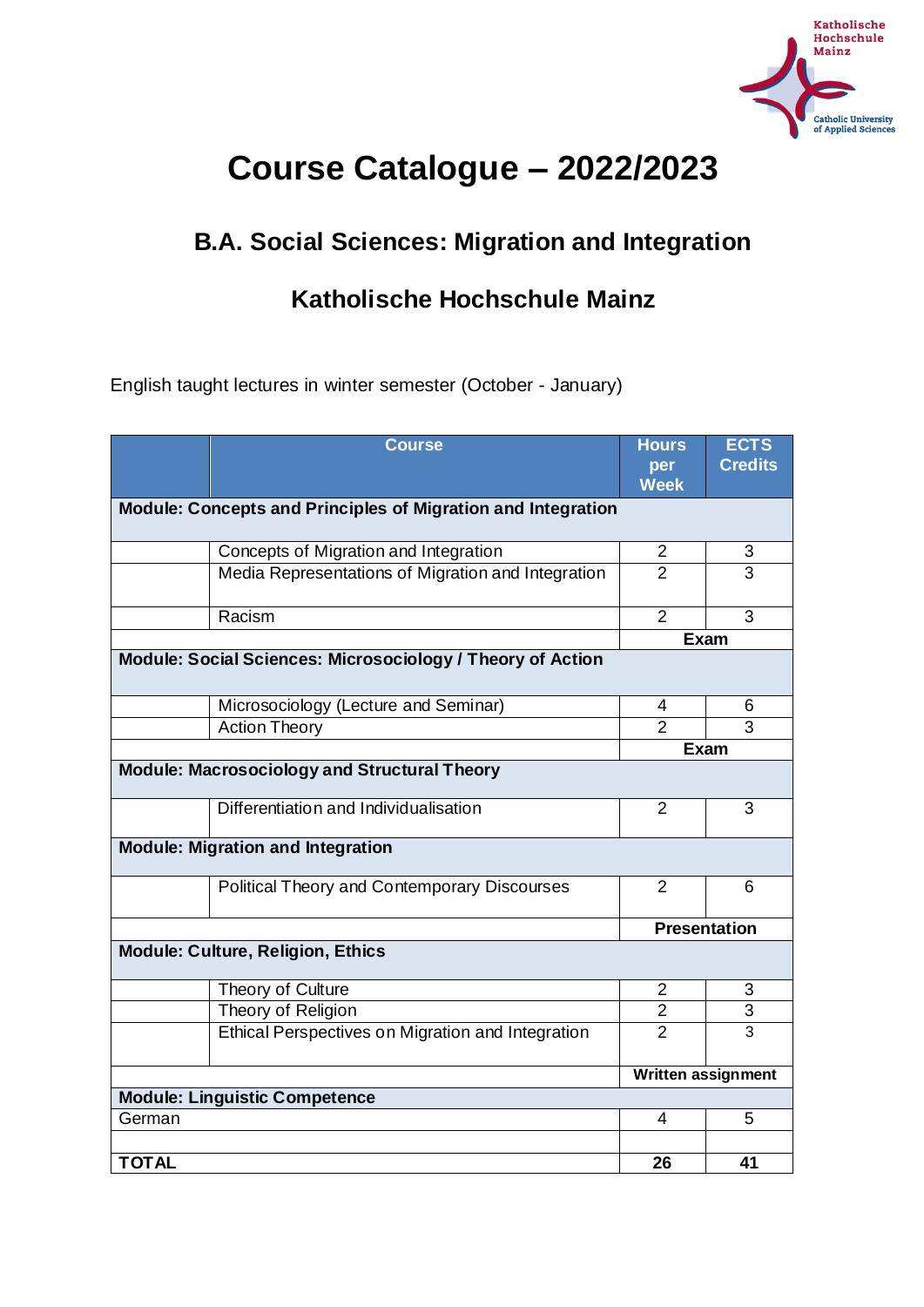# Course Catalogue – 2022/2023

## B.A. Social Sciences: Migration and Integration

## Katholische Hochschule Mainz

English taught lectures in winter semester (October - January)

| | Course | Hours per Week | ECTS Credits |
|---|---|---|---|
| **Module: Concepts and Principles of Migration and Integration** | | | |
| | Concepts of Migration and Integration | 2 | 3 |
| | Media Representations of Migration and Integration | 2 | 3 |
| | Racism | 2 | 3 |
| | | **Exam** | |
| **Module: Social Sciences: Microsociology / Theory of Action** | | | |
| | Microsociology (Lecture and Seminar) | 4 | 6 |
| | Action Theory | 2 | 3 |
| | | **Exam** | |
| **Module: Macrosociology and Structural Theory** | | | |
| | Differentiation and Individualisation | 2 | 3 |
| **Module: Migration and Integration** | | | |
| | Political Theory and Contemporary Discourses | 2 | 6 |
| | | **Presentation** | |
| **Module: Culture, Religion, Ethics** | | | |
| | Theory of Culture | 2 | 3 |
| | Theory of Religion | 2 | 3 |
| | Ethical Perspectives on Migration and Integration | 2 | 3 |
| | | **Written assignment** | |
| **Module: Linguistic Competence** | | | |
| German | | 4 | 5 |
| | | | |
| **TOTAL** | | **26** | **41** |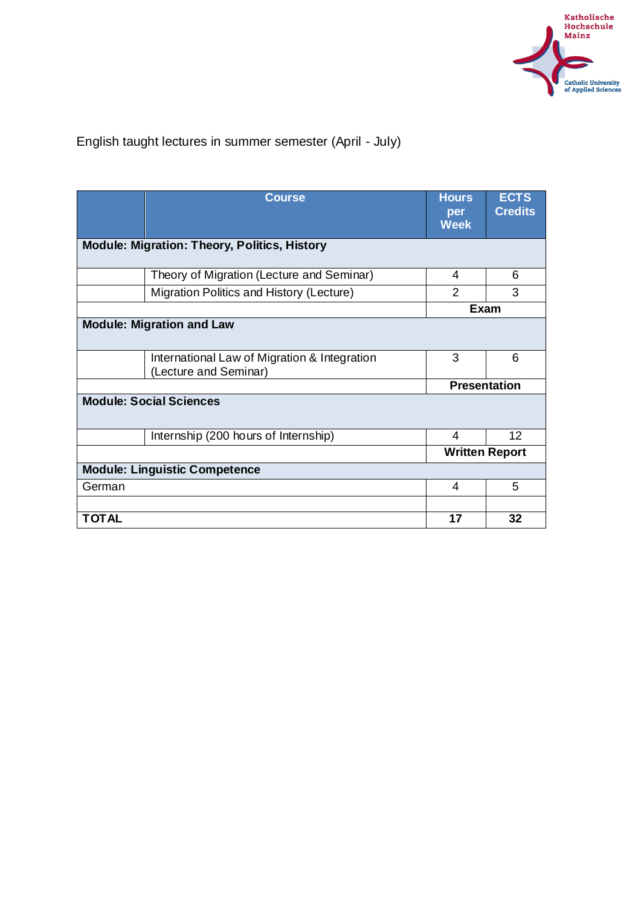English taught lectures in summer semester (April - July)

| | Course | Hours per Week | ECTS Credits |
|---|---|---|---|
| **Module: Migration: Theory, Politics, History** | | | |
| | Theory of Migration (Lecture and Seminar) | 4 | 6 |
| | Migration Politics and History (Lecture) | 2 | 3 |
| | | **Exam** | |
| **Module: Migration and Law** | | | |
| | International Law of Migration & Integration (Lecture and Seminar) | 3 | 6 |
| | | **Presentation** | |
| **Module: Social Sciences** | | | |
| | Internship (200 hours of Internship) | 4 | 12 |
| | | **Written Report** | |
| **Module: Linguistic Competence** | | | |
| German | | 4 | 5 |
| | | | |
| **TOTAL** | | **17** | **32** |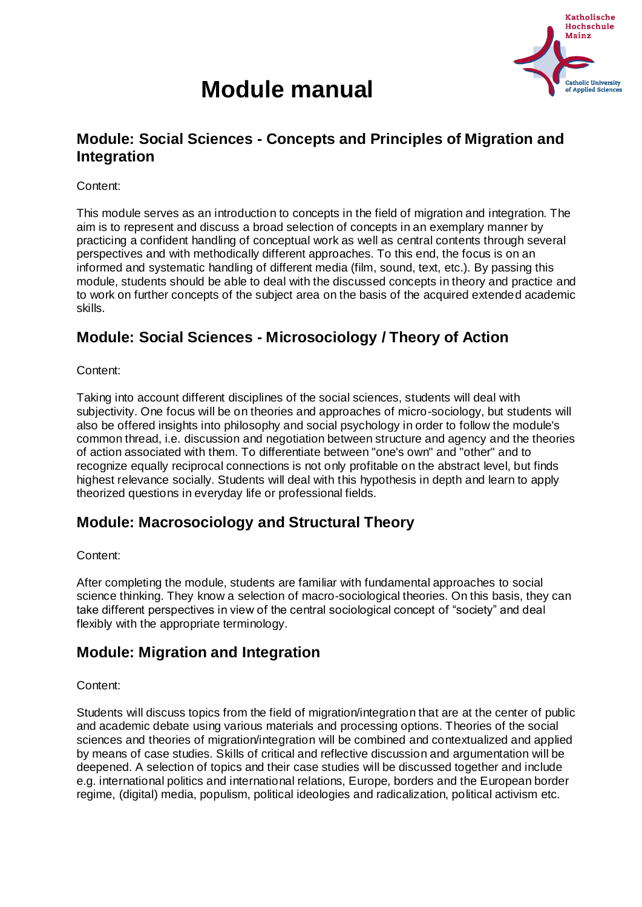# Module manual

## Module: Social Sciences - Concepts and Principles of Migration and Integration

Content:

This module serves as an introduction to concepts in the field of migration and integration. The aim is to represent and discuss a broad selection of concepts in an exemplary manner by practicing a confident handling of conceptual work as well as central contents through several perspectives and with methodically different approaches. To this end, the focus is on an informed and systematic handling of different media (film, sound, text, etc.). By passing this module, students should be able to deal with the discussed concepts in theory and practice and to work on further concepts of the subject area on the basis of the acquired extended academic skills.

## Module: Social Sciences - Microsociology / Theory of Action

Content:

Taking into account different disciplines of the social sciences, students will deal with subjectivity. One focus will be on theories and approaches of micro-sociology, but students will also be offered insights into philosophy and social psychology in order to follow the module's common thread, i.e. discussion and negotiation between structure and agency and the theories of action associated with them. To differentiate between "one's own" and "other" and to recognize equally reciprocal connections is not only profitable on the abstract level, but finds highest relevance socially. Students will deal with this hypothesis in depth and learn to apply theorized questions in everyday life or professional fields.

## Module: Macrosociology and Structural Theory

Content:

After completing the module, students are familiar with fundamental approaches to social science thinking. They know a selection of macro-sociological theories. On this basis, they can take different perspectives in view of the central sociological concept of "society" and deal flexibly with the appropriate terminology.

## Module: Migration and Integration

Content:

Students will discuss topics from the field of migration/integration that are at the center of public and academic debate using various materials and processing options. Theories of the social sciences and theories of migration/integration will be combined and contextualized and applied by means of case studies. Skills of critical and reflective discussion and argumentation will be deepened. A selection of topics and their case studies will be discussed together and include e.g. international politics and international relations, Europe, borders and the European border regime, (digital) media, populism, political ideologies and radicalization, political activism etc.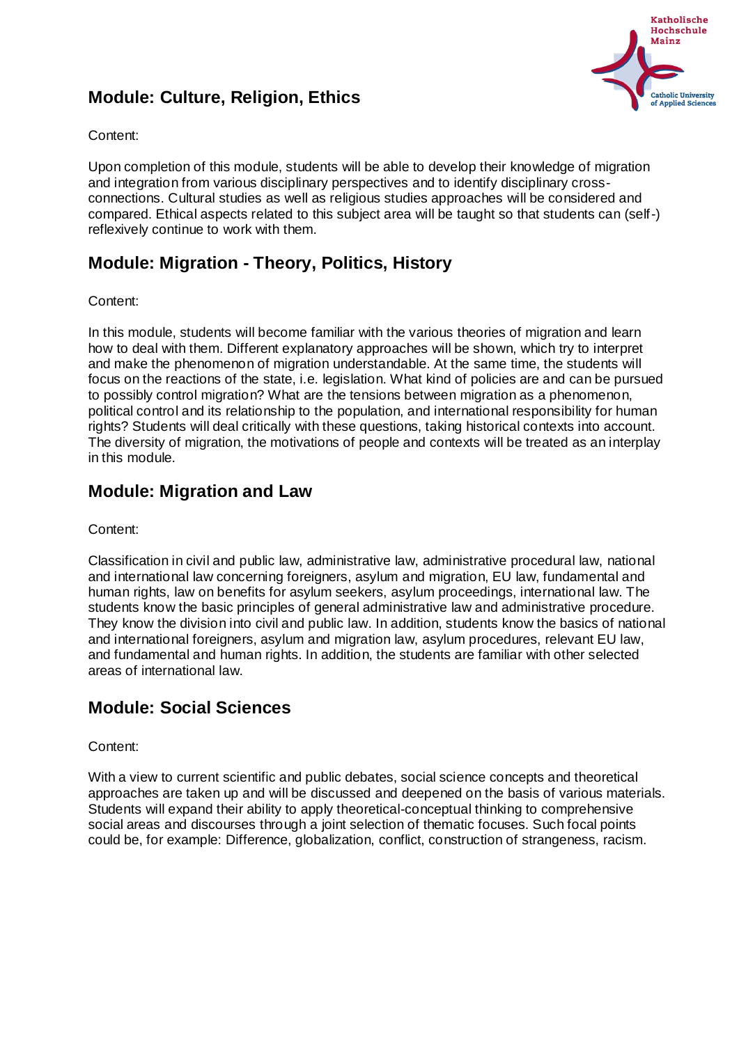## Module: Culture, Religion, Ethics

Content:

Upon completion of this module, students will be able to develop their knowledge of migration and integration from various disciplinary perspectives and to identify disciplinary cross-connections. Cultural studies as well as religious studies approaches will be considered and compared. Ethical aspects related to this subject area will be taught so that students can (self-) reflexively continue to work with them.

## Module: Migration - Theory, Politics, History

Content:

In this module, students will become familiar with the various theories of migration and learn how to deal with them. Different explanatory approaches will be shown, which try to interpret and make the phenomenon of migration understandable. At the same time, the students will focus on the reactions of the state, i.e. legislation. What kind of policies are and can be pursued to possibly control migration? What are the tensions between migration as a phenomenon, political control and its relationship to the population, and international responsibility for human rights? Students will deal critically with these questions, taking historical contexts into account. The diversity of migration, the motivations of people and contexts will be treated as an interplay in this module.

## Module: Migration and Law

Content:

Classification in civil and public law, administrative law, administrative procedural law, national and international law concerning foreigners, asylum and migration, EU law, fundamental and human rights, law on benefits for asylum seekers, asylum proceedings, international law. The students know the basic principles of general administrative law and administrative procedure. They know the division into civil and public law. In addition, students know the basics of national and international foreigners, asylum and migration law, asylum procedures, relevant EU law, and fundamental and human rights. In addition, the students are familiar with other selected areas of international law.

## Module: Social Sciences

Content:

With a view to current scientific and public debates, social science concepts and theoretical approaches are taken up and will be discussed and deepened on the basis of various materials. Students will expand their ability to apply theoretical-conceptual thinking to comprehensive social areas and discourses through a joint selection of thematic focuses. Such focal points could be, for example: Difference, globalization, conflict, construction of strangeness, racism.